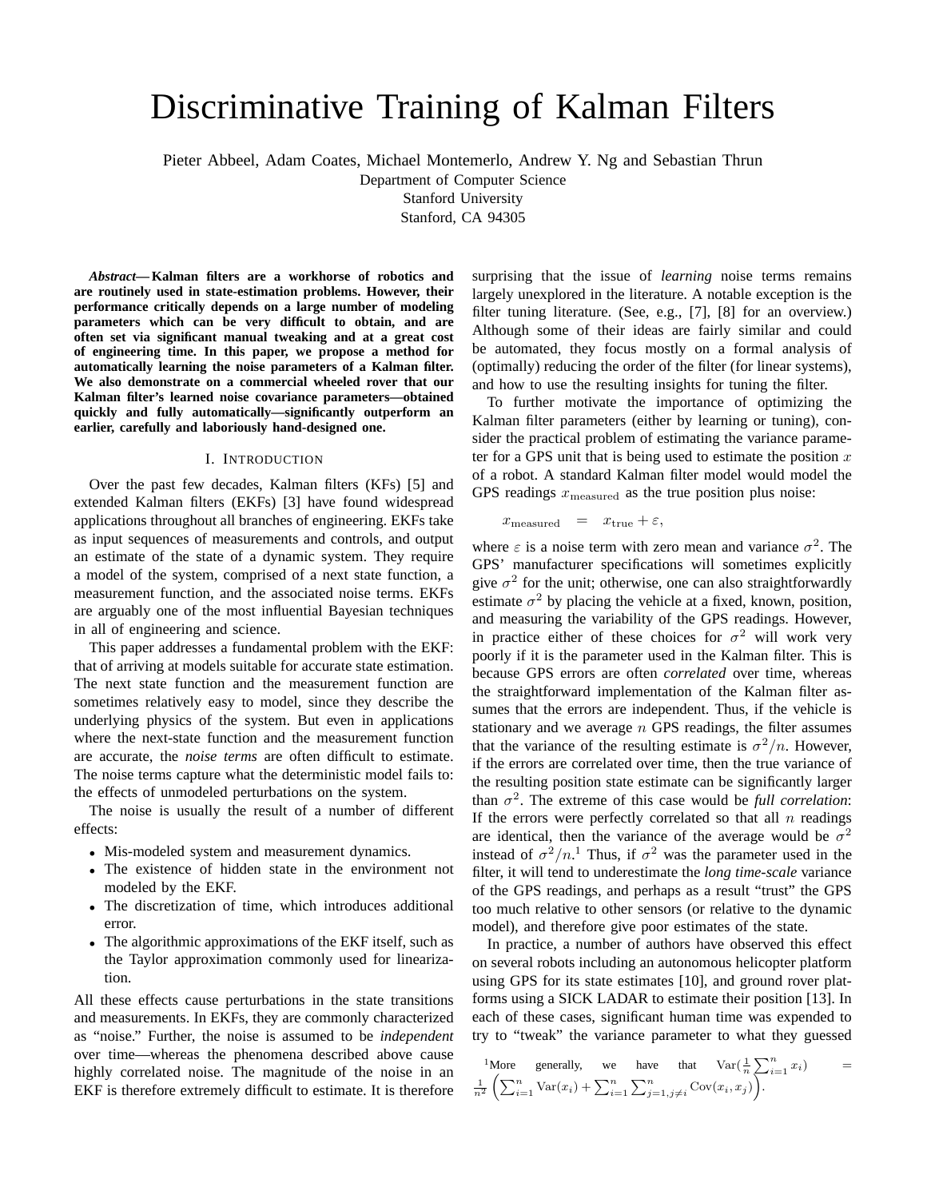# Discriminative Training of Kalman Filters

Pieter Abbeel, Adam Coates, Michael Montemerlo, Andrew Y. Ng and Sebastian Thrun
Department of Computer Science
Stanford University
Stanford, CA 94305

***Abstract*— Kalman filters are a workhorse of robotics and are routinely used in state-estimation problems. However, their performance critically depends on a large number of modeling parameters which can be very difficult to obtain, and are often set via significant manual tweaking and at a great cost of engineering time. In this paper, we propose a method for automatically learning the noise parameters of a Kalman filter. We also demonstrate on a commercial wheeled rover that our Kalman filter's learned noise covariance parameters—obtained quickly and fully automatically—significantly outperform an earlier, carefully and laboriously hand-designed one.**

## I. Introduction

Over the past few decades, Kalman filters (KFs) [5] and extended Kalman filters (EKFs) [3] have found widespread applications throughout all branches of engineering. EKFs take as input sequences of measurements and controls, and output an estimate of the state of a dynamic system. They require a model of the system, comprised of a next state function, a measurement function, and the associated noise terms. EKFs are arguably one of the most influential Bayesian techniques in all of engineering and science.

This paper addresses a fundamental problem with the EKF: that of arriving at models suitable for accurate state estimation. The next state function and the measurement function are sometimes relatively easy to model, since they describe the underlying physics of the system. But even in applications where the next-state function and the measurement function are accurate, the *noise terms* are often difficult to estimate. The noise terms capture what the deterministic model fails to: the effects of unmodeled perturbations on the system.

The noise is usually the result of a number of different effects:

- Mis-modeled system and measurement dynamics.
- The existence of hidden state in the environment not modeled by the EKF.
- The discretization of time, which introduces additional error.
- The algorithmic approximations of the EKF itself, such as the Taylor approximation commonly used for linearization.

All these effects cause perturbations in the state transitions and measurements. In EKFs, they are commonly characterized as "noise." Further, the noise is assumed to be *independent* over time—whereas the phenomena described above cause highly correlated noise. The magnitude of the noise in an EKF is therefore extremely difficult to estimate. It is therefore surprising that the issue of *learning* noise terms remains largely unexplored in the literature. A notable exception is the filter tuning literature. (See, e.g., [7], [8] for an overview.) Although some of their ideas are fairly similar and could be automated, they focus mostly on a formal analysis of (optimally) reducing the order of the filter (for linear systems), and how to use the resulting insights for tuning the filter.

To further motivate the importance of optimizing the Kalman filter parameters (either by learning or tuning), consider the practical problem of estimating the variance parameter for a GPS unit that is being used to estimate the position $x$ of a robot. A standard Kalman filter model would model the GPS readings $x_{\text{measured}}$ as the true position plus noise:

$$x_{\text{measured}} \quad = \quad x_{\text{true}} + \varepsilon,$$

where $\varepsilon$ is a noise term with zero mean and variance $\sigma^2$. The GPS' manufacturer specifications will sometimes explicitly give $\sigma^2$ for the unit; otherwise, one can also straightforwardly estimate $\sigma^2$ by placing the vehicle at a fixed, known, position, and measuring the variability of the GPS readings. However, in practice either of these choices for $\sigma^2$ will work very poorly if it is the parameter used in the Kalman filter. This is because GPS errors are often *correlated* over time, whereas the straightforward implementation of the Kalman filter assumes that the errors are independent. Thus, if the vehicle is stationary and we average $n$ GPS readings, the filter assumes that the variance of the resulting estimate is $\sigma^2/n$. However, if the errors are correlated over time, then the true variance of the resulting position state estimate can be significantly larger than $\sigma^2$. The extreme of this case would be *full correlation*: If the errors were perfectly correlated so that all $n$ readings are identical, then the variance of the average would be $\sigma^2$ instead of $\sigma^2/n$.[1] Thus, if $\sigma^2$ was the parameter used in the filter, it will tend to underestimate the *long time-scale* variance of the GPS readings, and perhaps as a result "trust" the GPS too much relative to other sensors (or relative to the dynamic model), and therefore give poor estimates of the state.

In practice, a number of authors have observed this effect on several robots including an autonomous helicopter platform using GPS for its state estimates [10], and ground rover platforms using a SICK LADAR to estimate their position [13]. In each of these cases, significant human time was expended to try to "tweak" the variance parameter to what they guessed

[1] More generally, we have that $\text{Var}(\frac{1}{n}\sum_{i=1}^{n} x_i) = \frac{1}{n^2}\left(\sum_{i=1}^{n}\text{Var}(x_i) + \sum_{i=1}^{n}\sum_{j=1, j\neq i}^{n}\text{Cov}(x_i, x_j)\right)$.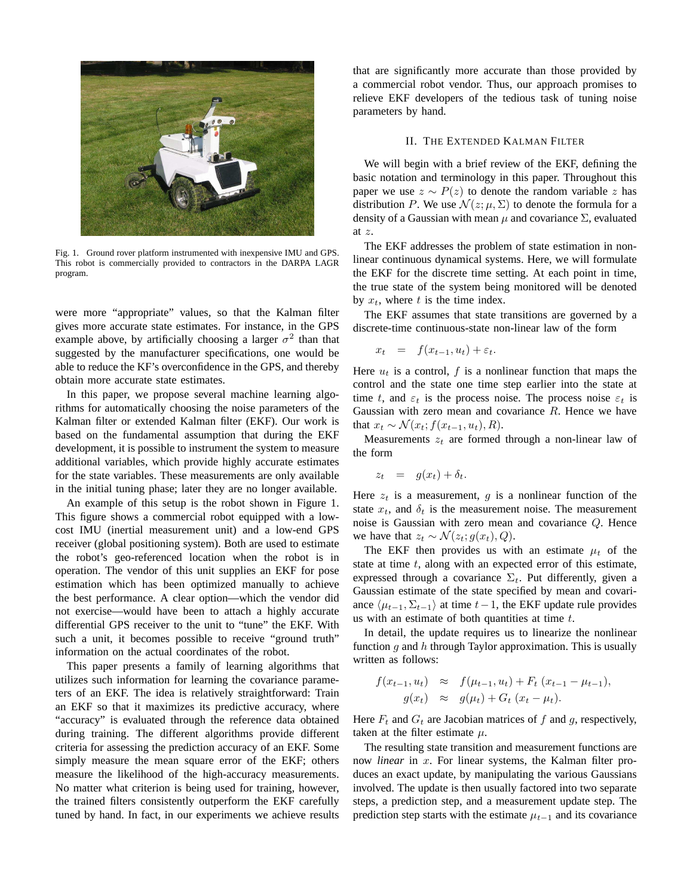Fig. 1. Ground rover platform instrumented with inexpensive IMU and GPS. This robot is commercially provided to contractors in the DARPA LAGR program.

were more "appropriate" values, so that the Kalman filter gives more accurate state estimates. For instance, in the GPS example above, by artificially choosing a larger $\sigma^2$ than that suggested by the manufacturer specifications, one would be able to reduce the KF's overconfidence in the GPS, and thereby obtain more accurate state estimates.

In this paper, we propose several machine learning algorithms for automatically choosing the noise parameters of the Kalman filter or extended Kalman filter (EKF). Our work is based on the fundamental assumption that during the EKF development, it is possible to instrument the system to measure additional variables, which provide highly accurate estimates for the state variables. These measurements are only available in the initial tuning phase; later they are no longer available.

An example of this setup is the robot shown in Figure 1. This figure shows a commercial robot equipped with a low-cost IMU (inertial measurement unit) and a low-end GPS receiver (global positioning system). Both are used to estimate the robot's geo-referenced location when the robot is in operation. The vendor of this unit supplies an EKF for pose estimation which has been optimized manually to achieve the best performance. A clear option—which the vendor did not exercise—would have been to attach a highly accurate differential GPS receiver to the unit to "tune" the EKF. With such a unit, it becomes possible to receive "ground truth" information on the actual coordinates of the robot.

This paper presents a family of learning algorithms that utilizes such information for learning the covariance parameters of an EKF. The idea is relatively straightforward: Train an EKF so that it maximizes its predictive accuracy, where "accuracy" is evaluated through the reference data obtained during training. The different algorithms provide different criteria for assessing the prediction accuracy of an EKF. Some simply measure the mean square error of the EKF; others measure the likelihood of the high-accuracy measurements. No matter what criterion is being used for training, however, the trained filters consistently outperform the EKF carefully tuned by hand. In fact, in our experiments we achieve results that are significantly more accurate than those provided by a commercial robot vendor. Thus, our approach promises to relieve EKF developers of the tedious task of tuning noise parameters by hand.

## II. The Extended Kalman Filter

We will begin with a brief review of the EKF, defining the basic notation and terminology in this paper. Throughout this paper we use $z \sim P(z)$ to denote the random variable $z$ has distribution $P$. We use $\mathcal{N}(z; \mu, \Sigma)$ to denote the formula for a density of a Gaussian with mean $\mu$ and covariance $\Sigma$, evaluated at $z$.

The EKF addresses the problem of state estimation in non-linear continuous dynamical systems. Here, we will formulate the EKF for the discrete time setting. At each point in time, the true state of the system being monitored will be denoted by $x_t$, where $t$ is the time index.

The EKF assumes that state transitions are governed by a discrete-time continuous-state non-linear law of the form

$$x_t \quad = \quad f(x_{t-1}, u_t) + \varepsilon_t.$$

Here $u_t$ is a control, $f$ is a nonlinear function that maps the control and the state one time step earlier into the state at time $t$, and $\varepsilon_t$ is the process noise. The process noise $\varepsilon_t$ is Gaussian with zero mean and covariance $R$. Hence we have that $x_t \sim \mathcal{N}(x_t; f(x_{t-1}, u_t), R)$.

Measurements $z_t$ are formed through a non-linear law of the form

$$z_t \quad = \quad g(x_t) + \delta_t.$$

Here $z_t$ is a measurement, $g$ is a nonlinear function of the state $x_t$, and $\delta_t$ is the measurement noise. The measurement noise is Gaussian with zero mean and covariance $Q$. Hence we have that $z_t \sim \mathcal{N}(z_t; g(x_t), Q)$.

The EKF then provides us with an estimate $\mu_t$ of the state at time $t$, along with an expected error of this estimate, expressed through a covariance $\Sigma_t$. Put differently, given a Gaussian estimate of the state specified by mean and covariance $\langle \mu_{t-1}, \Sigma_{t-1} \rangle$ at time $t-1$, the EKF update rule provides us with an estimate of both quantities at time $t$.

In detail, the update requires us to linearize the nonlinear function $g$ and $h$ through Taylor approximation. This is usually written as follows:

$$\begin{aligned} f(x_{t-1}, u_t) &\approx f(\mu_{t-1}, u_t) + F_t\,(x_{t-1} - \mu_{t-1}), \\ g(x_t) &\approx g(\mu_t) + G_t\,(x_t - \mu_t). \end{aligned}$$

Here $F_t$ and $G_t$ are Jacobian matrices of $f$ and $g$, respectively, taken at the filter estimate $\mu$.

The resulting state transition and measurement functions are now *linear* in $x$. For linear systems, the Kalman filter produces an exact update, by manipulating the various Gaussians involved. The update is then usually factored into two separate steps, a prediction step, and a measurement update step. The prediction step starts with the estimate $\mu_{t-1}$ and its covariance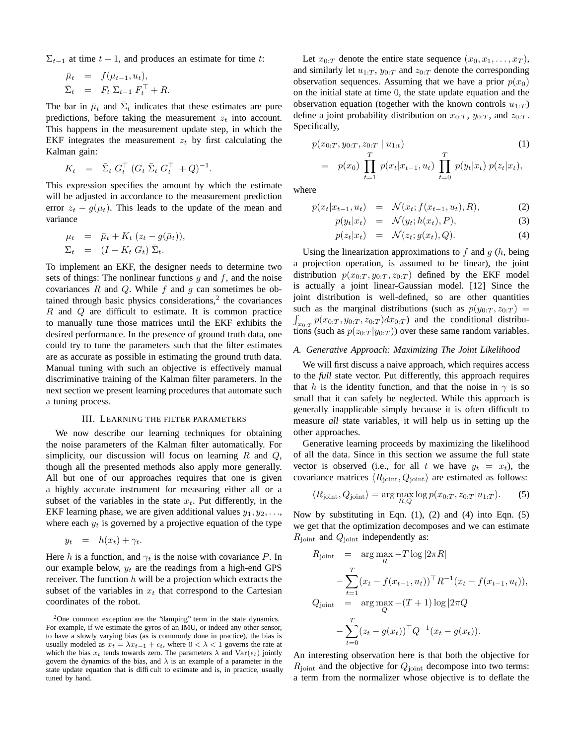$\Sigma_{t-1}$ at time $t-1$, and produces an estimate for time $t$:

$$\begin{aligned}\bar{\mu}_t &= f(\mu_{t-1}, u_t),\\ \bar{\Sigma}_t &= F_t\, \Sigma_{t-1}\, F_t^\top + R.\end{aligned}$$

The bar in $\bar{\mu}_t$ and $\bar{\Sigma}_t$ indicates that these estimates are pure predictions, before taking the measurement $z_t$ into account. This happens in the measurement update step, in which the EKF integrates the measurement $z_t$ by first calculating the Kalman gain:

$$K_t = \bar{\Sigma}_t\, G_t^\top\, (G_t\, \bar{\Sigma}_t\, G_t^\top + Q)^{-1}.$$

This expression specifies the amount by which the estimate will be adjusted in accordance to the measurement prediction error $z_t - g(\mu_t)$. This leads to the update of the mean and variance

$$\begin{aligned}\mu_t &= \bar{\mu}_t + K_t\, (z_t - g(\bar{\mu}_t)),\\ \Sigma_t &= (I - K_t\, G_t)\, \bar{\Sigma}_t.\end{aligned}$$

To implement an EKF, the designer needs to determine two sets of things: The nonlinear functions $g$ and $f$, and the noise covariances $R$ and $Q$. While $f$ and $g$ can sometimes be obtained through basic physics considerations,[2] the covariances $R$ and $Q$ are difficult to estimate. It is common practice to manually tune those matrices until the EKF exhibits the desired performance. In the presence of ground truth data, one could try to tune the parameters such that the filter estimates are as accurate as possible in estimating the ground truth data. Manual tuning with such an objective is effectively manual discriminative training of the Kalman filter parameters. In the next section we present learning procedures that automate such a tuning process.

## III. Learning the filter parameters

We now describe our learning techniques for obtaining the noise parameters of the Kalman filter automatically. For simplicity, our discussion will focus on learning $R$ and $Q$, though all the presented methods also apply more generally. All but one of our approaches requires that one is given a highly accurate instrument for measuring either all or a subset of the variables in the state $x_t$. Put differently, in the EKF learning phase, we are given additional values $y_1, y_2, \ldots$, where each $y_t$ is governed by a projective equation of the type

$$y_t = h(x_t) + \gamma_t.$$

Here $h$ is a function, and $\gamma_t$ is the noise with covariance $P$. In our example below, $y_t$ are the readings from a high-end GPS receiver. The function $h$ will be a projection which extracts the subset of the variables in $x_t$ that correspond to the Cartesian coordinates of the robot.

[2]One common exception are the "damping" term in the state dynamics. For example, if we estimate the gyros of an IMU, or indeed any other sensor, to have a slowly varying bias (as is commonly done in practice), the bias is usually modeled as $x_t = \lambda x_{t-1} + \epsilon_t$, where $0 < \lambda < 1$ governs the rate at which the bias $x_t$ tends towards zero. The parameters $\lambda$ and $\mathrm{Var}(\epsilon_t)$ jointly govern the dynamics of the bias, and $\lambda$ is an example of a parameter in the state update equation that is difficult to estimate and is, in practice, usually tuned by hand.

Let $x_{0:T}$ denote the entire state sequence $(x_0, x_1, \ldots, x_T)$, and similarly let $u_{1:T}$, $y_{0:T}$ and $z_{0:T}$ denote the corresponding observation sequences. Assuming that we have a prior $p(x_0)$ on the initial state at time $0$, the state update equation and the observation equation (together with the known controls $u_{1:T}$) define a joint probability distribution on $x_{0:T}$, $y_{0:T}$, and $z_{0:T}$. Specifically,

$$\begin{aligned}&p(x_{0:T}, y_{0:T}, z_{0:T} \mid u_{1:t}) \qquad (1)\\ &= p(x_0) \prod_{t=1}^{T} p(x_t|x_{t-1}, u_t) \prod_{t=0}^{T} p(y_t|x_t)\, p(z_t|x_t),\end{aligned}$$

where

$$\begin{aligned}p(x_t|x_{t-1}, u_t) &= \mathcal{N}(x_t; f(x_{t-1}, u_t), R), \qquad (2)\\ p(y_t|x_t) &= \mathcal{N}(y_t; h(x_t), P), \qquad (3)\\ p(z_t|x_t) &= \mathcal{N}(z_t; g(x_t), Q). \qquad (4)\end{aligned}$$

Using the linearization approximations to $f$ and $g$ ($h$, being a projection operation, is assumed to be linear), the joint distribution $p(x_{0:T}, y_{0:T}, z_{0:T})$ defined by the EKF model is actually a joint linear-Gaussian model. [12] Since the joint distribution is well-defined, so are other quantities such as the marginal distributions (such as $p(y_{0:T}, z_{0:T}) = \int_{x_{0:T}} p(x_{0:T}, y_{0:T}, z_{0:T}) dx_{0:T}$) and the conditional distributions (such as $p(z_{0:T}|y_{0:T})$) over these same random variables.

### A. Generative Approach: Maximizing The Joint Likelihood

We will first discuss a naive approach, which requires access to the *full* state vector. Put differently, this approach requires that $h$ is the identity function, and that the noise in $\gamma$ is so small that it can safely be neglected. While this approach is generally inapplicable simply because it is often difficult to measure *all* state variables, it will help us in setting up the other approaches.

Generative learning proceeds by maximizing the likelihood of all the data. Since in this section we assume the full state vector is observed (i.e., for all $t$ we have $y_t = x_t$), the covariance matrices $\langle R_{\text{joint}}, Q_{\text{joint}} \rangle$ are estimated as follows:

$$\langle R_{\text{joint}}, Q_{\text{joint}} \rangle = \arg\max_{R,Q} \log p(x_{0:T}, z_{0:T}|u_{1:T}). \qquad (5)$$

Now by substituting in Eqn. (1), (2) and (4) into Eqn. (5) we get that the optimization decomposes and we can estimate $R_{\text{joint}}$ and $Q_{\text{joint}}$ independently as:

$$\begin{aligned}R_{\text{joint}} &= \arg\max_R -T \log |2\pi R|\\ &\quad - \sum_{t=1}^{T} (x_t - f(x_{t-1}, u_t))^\top R^{-1} (x_t - f(x_{t-1}, u_t)),\\ Q_{\text{joint}} &= \arg\max_Q -(T+1) \log |2\pi Q|\\ &\quad - \sum_{t=0}^{T} (z_t - g(x_t))^\top Q^{-1} (x_t - g(x_t)).\end{aligned}$$

An interesting observation here is that both the objective for $R_{\text{joint}}$ and the objective for $Q_{\text{joint}}$ decompose into two terms: a term from the normalizer whose objective is to deflate the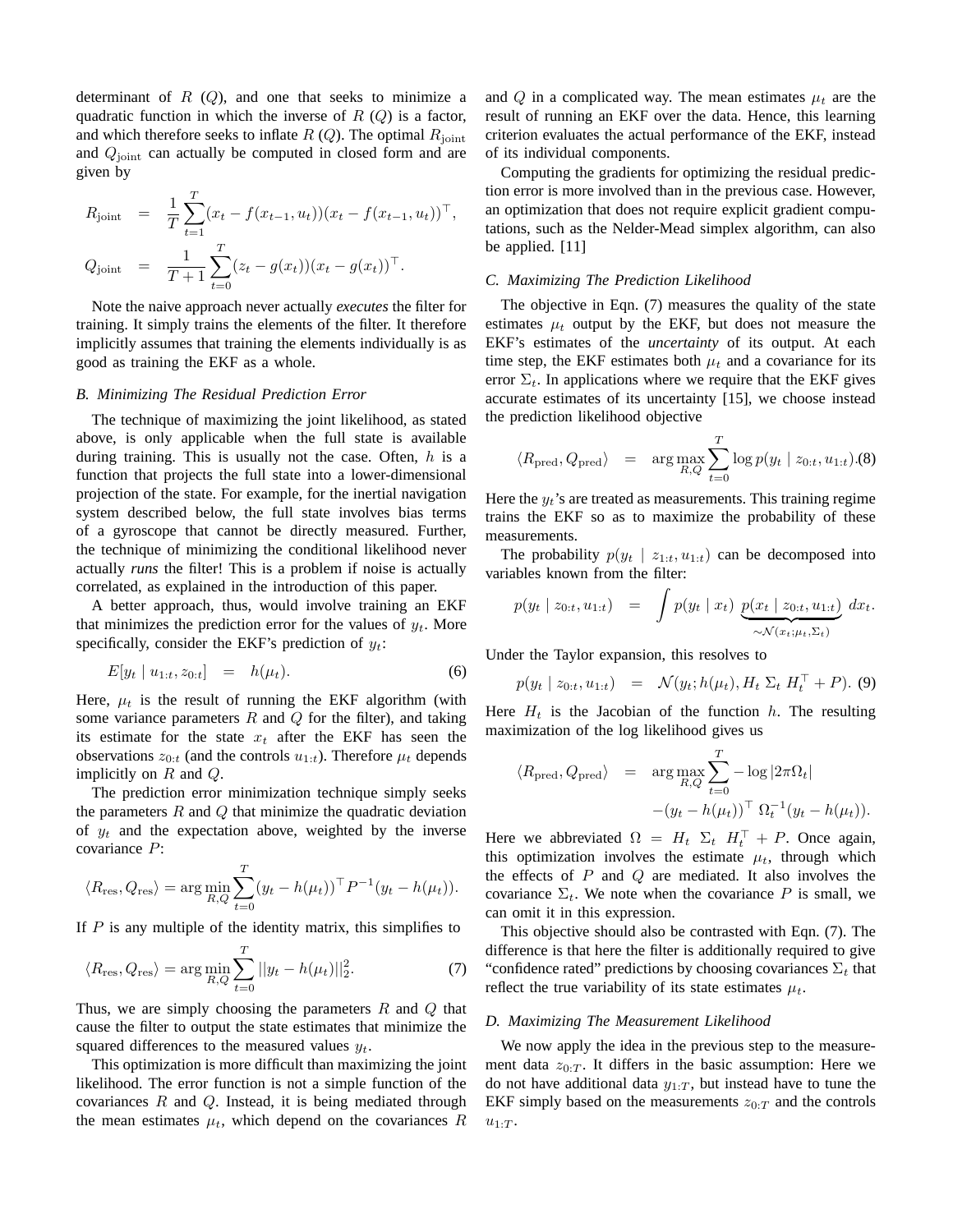determinant of $R$ ($Q$), and one that seeks to minimize a quadratic function in which the inverse of $R$ ($Q$) is a factor, and which therefore seeks to inflate $R$ ($Q$). The optimal $R_{\text{joint}}$ and $Q_{\text{joint}}$ can actually be computed in closed form and are given by

$$
\begin{aligned}
R_{\text{joint}} &= \frac{1}{T}\sum_{t=1}^{T}(x_t - f(x_{t-1}, u_t))(x_t - f(x_{t-1}, u_t))^\top, \\
Q_{\text{joint}} &= \frac{1}{T+1}\sum_{t=0}^{T}(z_t - g(x_t))(x_t - g(x_t))^\top.
\end{aligned}
$$

Note the naive approach never actually *executes* the filter for training. It simply trains the elements of the filter. It therefore implicitly assumes that training the elements individually is as good as training the EKF as a whole.

### B. Minimizing The Residual Prediction Error

The technique of maximizing the joint likelihood, as stated above, is only applicable when the full state is available during training. This is usually not the case. Often, $h$ is a function that projects the full state into a lower-dimensional projection of the state. For example, for the inertial navigation system described below, the full state involves bias terms of a gyroscope that cannot be directly measured. Further, the technique of minimizing the conditional likelihood never actually *runs* the filter! This is a problem if noise is actually correlated, as explained in the introduction of this paper.

A better approach, thus, would involve training an EKF that minimizes the prediction error for the values of $y_t$. More specifically, consider the EKF's prediction of $y_t$:

$$
E[y_t \mid u_{1:t}, z_{0:t}] \quad = \quad h(\mu_t). \tag{6}
$$

Here, $\mu_t$ is the result of running the EKF algorithm (with some variance parameters $R$ and $Q$ for the filter), and taking its estimate for the state $x_t$ after the EKF has seen the observations $z_{0:t}$ (and the controls $u_{1:t}$). Therefore $\mu_t$ depends implicitly on $R$ and $Q$.

The prediction error minimization technique simply seeks the parameters $R$ and $Q$ that minimize the quadratic deviation of $y_t$ and the expectation above, weighted by the inverse covariance $P$:

$$
\langle R_{\text{res}}, Q_{\text{res}} \rangle = \arg\min_{R,Q} \sum_{t=0}^{T} (y_t - h(\mu_t))^\top P^{-1} (y_t - h(\mu_t)).
$$

If $P$ is any multiple of the identity matrix, this simplifies to

$$
\langle R_{\text{res}}, Q_{\text{res}} \rangle = \arg\min_{R,Q} \sum_{t=0}^{T} ||y_t - h(\mu_t)||_2^2. \tag{7}
$$

Thus, we are simply choosing the parameters $R$ and $Q$ that cause the filter to output the state estimates that minimize the squared differences to the measured values $y_t$.

This optimization is more difficult than maximizing the joint likelihood. The error function is not a simple function of the covariances $R$ and $Q$. Instead, it is being mediated through the mean estimates $\mu_t$, which depend on the covariances $R$ and $Q$ in a complicated way. The mean estimates $\mu_t$ are the result of running an EKF over the data. Hence, this learning criterion evaluates the actual performance of the EKF, instead of its individual components.

Computing the gradients for optimizing the residual prediction error is more involved than in the previous case. However, an optimization that does not require explicit gradient computations, such as the Nelder-Mead simplex algorithm, can also be applied. [11]

### C. Maximizing The Prediction Likelihood

The objective in Eqn. (7) measures the quality of the state estimates $\mu_t$ output by the EKF, but does not measure the EKF's estimates of the *uncertainty* of its output. At each time step, the EKF estimates both $\mu_t$ and a covariance for its error $\Sigma_t$. In applications where we require that the EKF gives accurate estimates of its uncertainty [15], we choose instead the prediction likelihood objective

$$
\langle R_{\text{pred}}, Q_{\text{pred}} \rangle \quad = \quad \arg\max_{R,Q} \sum_{t=0}^{T} \log p(y_t \mid z_{0:t}, u_{1:t}). \tag{8}
$$

Here the $y_t$'s are treated as measurements. This training regime trains the EKF so as to maximize the probability of these measurements.

The probability $p(y_t \mid z_{1:t}, u_{1:t})$ can be decomposed into variables known from the filter:

$$
p(y_t \mid z_{0:t}, u_{1:t}) \quad = \quad \int p(y_t \mid x_t) \underbrace{p(x_t \mid z_{0:t}, u_{1:t})}_{\sim \mathcal{N}(x_t; \mu_t, \Sigma_t)} \, dx_t.
$$

Under the Taylor expansion, this resolves to

$$
p(y_t \mid z_{0:t}, u_{1:t}) \quad = \quad \mathcal{N}(y_t; h(\mu_t), H_t \, \Sigma_t \, H_t^\top + P). \tag{9}
$$

Here $H_t$ is the Jacobian of the function $h$. The resulting maximization of the log likelihood gives us

$$
\begin{aligned}
\langle R_{\text{pred}}, Q_{\text{pred}} \rangle \quad = \quad \arg\max_{R,Q} \sum_{t=0}^{T} & -\log |2\pi\Omega_t| \\
& -(y_t - h(\mu_t))^\top \, \Omega_t^{-1} (y_t - h(\mu_t)).
\end{aligned}
$$

Here we abbreviated $\Omega = H_t \, \Sigma_t \, H_t^\top + P$. Once again, this optimization involves the estimate $\mu_t$, through which the effects of $P$ and $Q$ are mediated. It also involves the covariance $\Sigma_t$. We note when the covariance $P$ is small, we can omit it in this expression.

This objective should also be contrasted with Eqn. (7). The difference is that here the filter is additionally required to give "confidence rated" predictions by choosing covariances $\Sigma_t$ that reflect the true variability of its state estimates $\mu_t$.

### D. Maximizing The Measurement Likelihood

We now apply the idea in the previous step to the measurement data $z_{0:T}$. It differs in the basic assumption: Here we do not have additional data $y_{1:T}$, but instead have to tune the EKF simply based on the measurements $z_{0:T}$ and the controls $u_{1:T}$.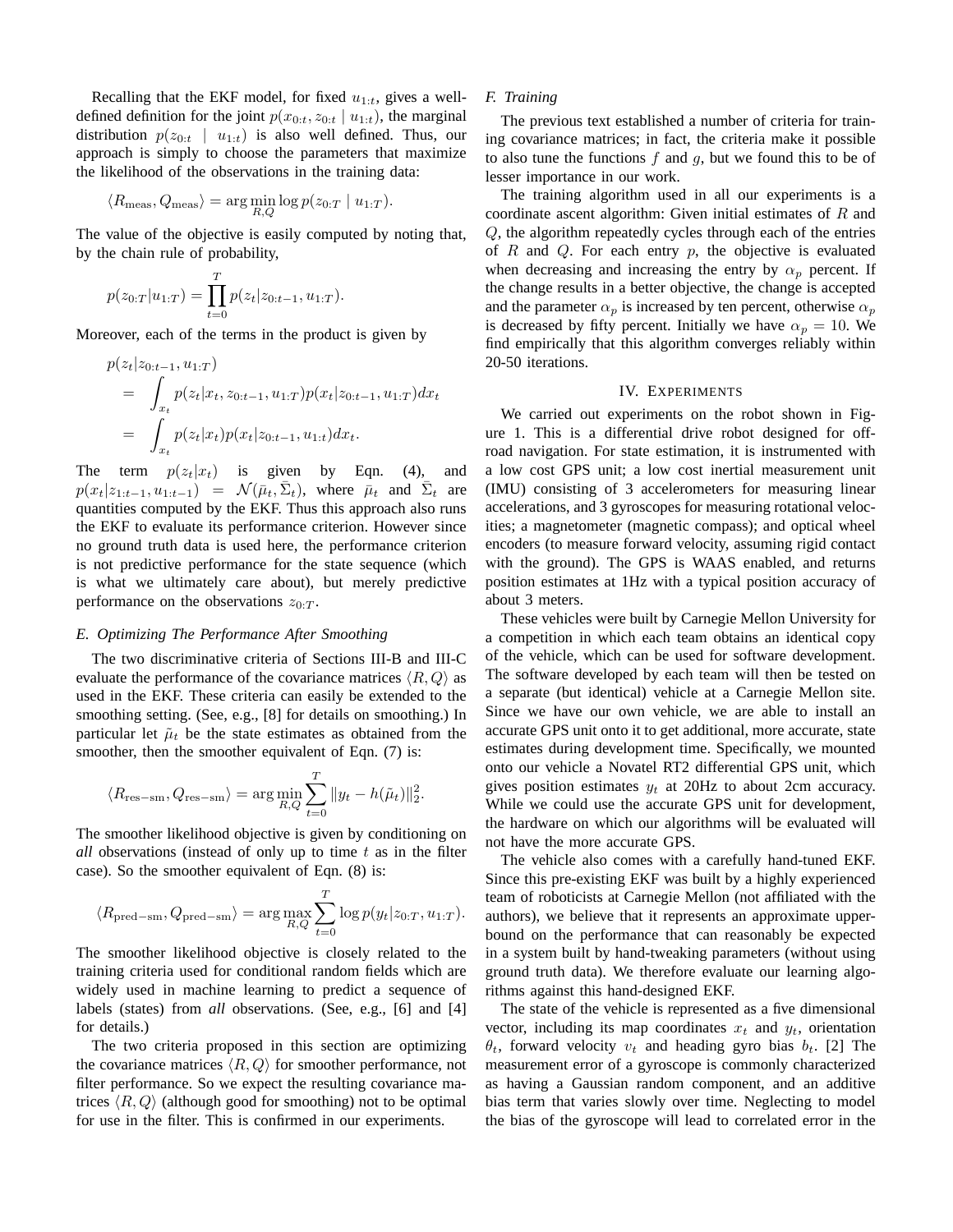Recalling that the EKF model, for fixed $u_{1:t}$, gives a well-defined definition for the joint $p(x_{0:t}, z_{0:t} \mid u_{1:t})$, the marginal distribution $p(z_{0:t} \mid u_{1:t})$ is also well defined. Thus, our approach is simply to choose the parameters that maximize the likelihood of the observations in the training data:

$$\langle R_{\rm meas}, Q_{\rm meas}\rangle = \arg\min_{R,Q} \log p(z_{0:T} \mid u_{1:T}).$$

The value of the objective is easily computed by noting that, by the chain rule of probability,

$$p(z_{0:T}|u_{1:T}) = \prod_{t=0}^{T} p(z_t|z_{0:t-1}, u_{1:T}).$$

Moreover, each of the terms in the product is given by

$$\begin{aligned} & p(z_t|z_{0:t-1}, u_{1:T}) \\ &= \int_{x_t} p(z_t|x_t, z_{0:t-1}, u_{1:T}) p(x_t|z_{0:t-1}, u_{1:T}) dx_t \\ &= \int_{x_t} p(z_t|x_t) p(x_t|z_{0:t-1}, u_{1:t}) dx_t. \end{aligned}$$

The term $p(z_t|x_t)$ is given by Eqn. (4), and $p(x_t|z_{1:t-1}, u_{1:t-1}) = \mathcal{N}(\bar{\mu}_t, \bar{\Sigma}_t)$, where $\bar{\mu}_t$ and $\bar{\Sigma}_t$ are quantities computed by the EKF. Thus this approach also runs the EKF to evaluate its performance criterion. However since no ground truth data is used here, the performance criterion is not predictive performance for the state sequence (which is what we ultimately care about), but merely predictive performance on the observations $z_{0:T}$.

### E. Optimizing The Performance After Smoothing

The two discriminative criteria of Sections III-B and III-C evaluate the performance of the covariance matrices $\langle R, Q\rangle$ as used in the EKF. These criteria can easily be extended to the smoothing setting. (See, e.g., [8] for details on smoothing.) In particular let $\tilde{\mu}_t$ be the state estimates as obtained from the smoother, then the smoother equivalent of Eqn. (7) is:

$$\langle R_{\rm res-sm}, Q_{\rm res-sm}\rangle = \arg\min_{R,Q} \sum_{t=0}^{T} \|y_t - h(\tilde{\mu}_t)\|_2^2.$$

The smoother likelihood objective is given by conditioning on *all* observations (instead of only up to time $t$ as in the filter case). So the smoother equivalent of Eqn. (8) is:

$$\langle R_{\rm pred-sm}, Q_{\rm pred-sm}\rangle = \arg\max_{R,Q} \sum_{t=0}^{T} \log p(y_t|z_{0:T}, u_{1:T}).$$

The smoother likelihood objective is closely related to the training criteria used for conditional random fields which are widely used in machine learning to predict a sequence of labels (states) from *all* observations. (See, e.g., [6] and [4] for details.)

The two criteria proposed in this section are optimizing the covariance matrices $\langle R, Q\rangle$ for smoother performance, not filter performance. So we expect the resulting covariance matrices $\langle R, Q\rangle$ (although good for smoothing) not to be optimal for use in the filter. This is confirmed in our experiments.

### F. Training

The previous text established a number of criteria for training covariance matrices; in fact, the criteria make it possible to also tune the functions $f$ and $g$, but we found this to be of lesser importance in our work.

The training algorithm used in all our experiments is a coordinate ascent algorithm: Given initial estimates of $R$ and $Q$, the algorithm repeatedly cycles through each of the entries of $R$ and $Q$. For each entry $p$, the objective is evaluated when decreasing and increasing the entry by $\alpha_p$ percent. If the change results in a better objective, the change is accepted and the parameter $\alpha_p$ is increased by ten percent, otherwise $\alpha_p$ is decreased by fifty percent. Initially we have $\alpha_p = 10$. We find empirically that this algorithm converges reliably within 20-50 iterations.

## IV. Experiments

We carried out experiments on the robot shown in Figure 1. This is a differential drive robot designed for off-road navigation. For state estimation, it is instrumented with a low cost GPS unit; a low cost inertial measurement unit (IMU) consisting of 3 accelerometers for measuring linear accelerations, and 3 gyroscopes for measuring rotational velocities; a magnetometer (magnetic compass); and optical wheel encoders (to measure forward velocity, assuming rigid contact with the ground). The GPS is WAAS enabled, and returns position estimates at 1Hz with a typical position accuracy of about 3 meters.

These vehicles were built by Carnegie Mellon University for a competition in which each team obtains an identical copy of the vehicle, which can be used for software development. The software developed by each team will then be tested on a separate (but identical) vehicle at a Carnegie Mellon site. Since we have our own vehicle, we are able to install an accurate GPS unit onto it to get additional, more accurate, state estimates during development time. Specifically, we mounted onto our vehicle a Novatel RT2 differential GPS unit, which gives position estimates $y_t$ at 20Hz to about 2cm accuracy. While we could use the accurate GPS unit for development, the hardware on which our algorithms will be evaluated will not have the more accurate GPS.

The vehicle also comes with a carefully hand-tuned EKF. Since this pre-existing EKF was built by a highly experienced team of roboticists at Carnegie Mellon (not affiliated with the authors), we believe that it represents an approximate upper-bound on the performance that can reasonably be expected in a system built by hand-tweaking parameters (without using ground truth data). We therefore evaluate our learning algorithms against this hand-designed EKF.

The state of the vehicle is represented as a five dimensional vector, including its map coordinates $x_t$ and $y_t$, orientation $\theta_t$, forward velocity $v_t$ and heading gyro bias $b_t$. [2] The measurement error of a gyroscope is commonly characterized as having a Gaussian random component, and an additive bias term that varies slowly over time. Neglecting to model the bias of the gyroscope will lead to correlated error in the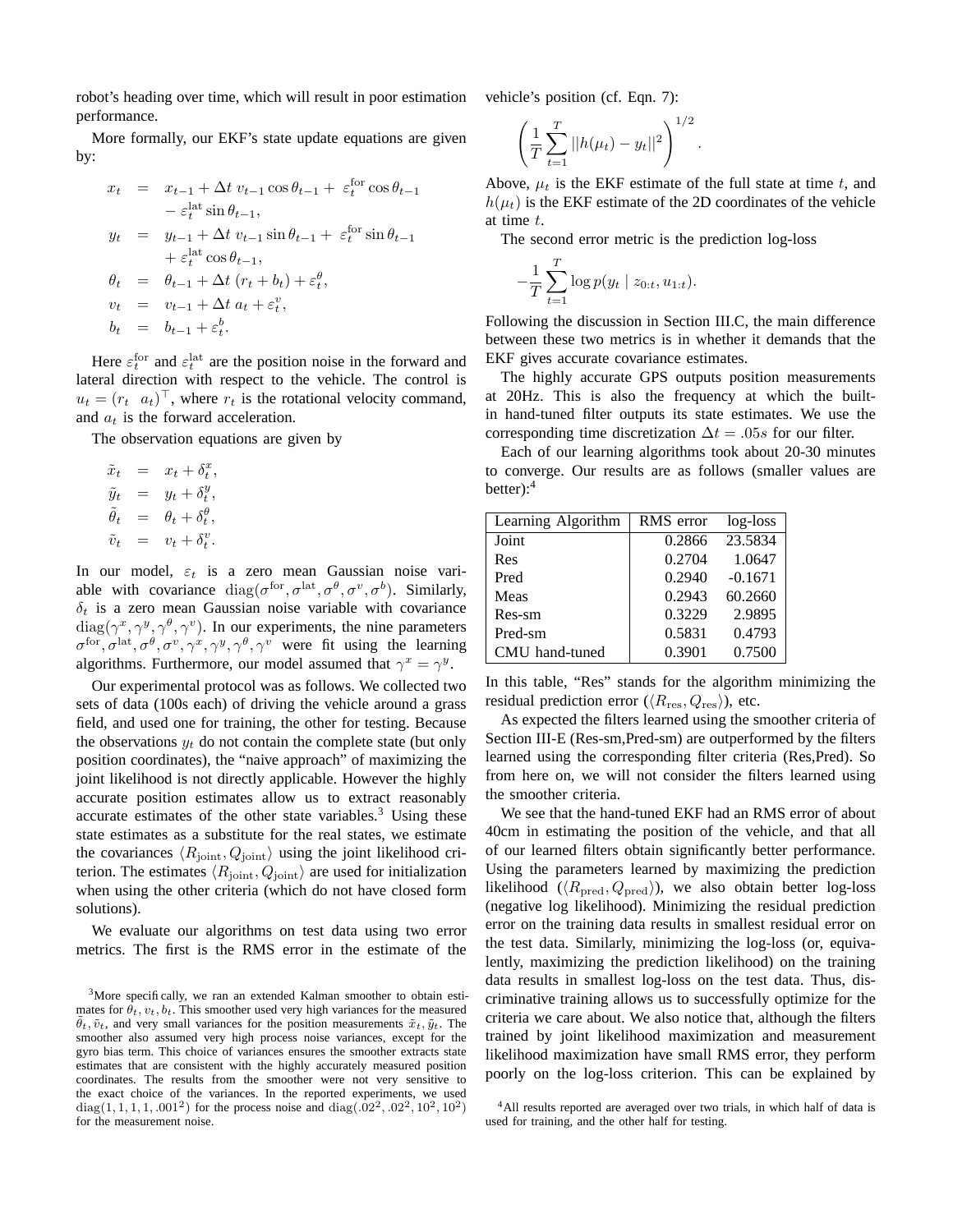robot's heading over time, which will result in poor estimation performance.

More formally, our EKF's state update equations are given by:

$$
\begin{aligned}
x_t &= x_{t-1} + \Delta t\ v_{t-1} \cos\theta_{t-1} + \ \varepsilon_t^{\text{for}} \cos\theta_{t-1} \\
&\quad - \varepsilon_t^{\text{lat}} \sin\theta_{t-1}, \\
y_t &= y_{t-1} + \Delta t\ v_{t-1} \sin\theta_{t-1} + \ \varepsilon_t^{\text{for}} \sin\theta_{t-1} \\
&\quad + \varepsilon_t^{\text{lat}} \cos\theta_{t-1}, \\
\theta_t &= \theta_{t-1} + \Delta t\ (r_t + b_t) + \varepsilon_t^{\theta}, \\
v_t &= v_{t-1} + \Delta t\ a_t + \varepsilon_t^{v}, \\
b_t &= b_{t-1} + \varepsilon_t^{b}.
\end{aligned}
$$

Here $\varepsilon_t^{\text{for}}$ and $\varepsilon_t^{\text{lat}}$ are the position noise in the forward and lateral direction with respect to the vehicle. The control is $u_t = (r_t \ \ a_t)^\top$, where $r_t$ is the rotational velocity command, and $a_t$ is the forward acceleration.

The observation equations are given by

$$
\begin{aligned}
\tilde{x}_t &= x_t + \delta_t^x, \\
\tilde{y}_t &= y_t + \delta_t^y, \\
\tilde{\theta}_t &= \theta_t + \delta_t^\theta, \\
\tilde{v}_t &= v_t + \delta_t^v.
\end{aligned}
$$

In our model, $\varepsilon_t$ is a zero mean Gaussian noise variable with covariance $\text{diag}(\sigma^{\text{for}}, \sigma^{\text{lat}}, \sigma^\theta, \sigma^v, \sigma^b)$. Similarly, $\delta_t$ is a zero mean Gaussian noise variable with covariance $\text{diag}(\gamma^x, \gamma^y, \gamma^\theta, \gamma^v)$. In our experiments, the nine parameters $\sigma^{\text{for}}, \sigma^{\text{lat}}, \sigma^\theta, \sigma^v, \gamma^x, \gamma^y, \gamma^\theta, \gamma^v$ were fit using the learning algorithms. Furthermore, our model assumed that $\gamma^x = \gamma^y$.

Our experimental protocol was as follows. We collected two sets of data (100s each) of driving the vehicle around a grass field, and used one for training, the other for testing. Because the observations $y_t$ do not contain the complete state (but only position coordinates), the "naive approach" of maximizing the joint likelihood is not directly applicable. However the highly accurate position estimates allow us to extract reasonably accurate estimates of the other state variables.[3] Using these state estimates as a substitute for the real states, we estimate the covariances $\langle R_{\text{joint}}, Q_{\text{joint}} \rangle$ using the joint likelihood criterion. The estimates $\langle R_{\text{joint}}, Q_{\text{joint}} \rangle$ are used for initialization when using the other criteria (which do not have closed form solutions).

We evaluate our algorithms on test data using two error metrics. The first is the RMS error in the estimate of the vehicle's position (cf. Eqn. 7):

$$
\left( \frac{1}{T} \sum_{t=1}^{T} ||h(\mu_t) - y_t||^2 \right)^{1/2}.
$$

Above, $\mu_t$ is the EKF estimate of the full state at time $t$, and $h(\mu_t)$ is the EKF estimate of the 2D coordinates of the vehicle at time $t$.

The second error metric is the prediction log-loss

$$
-\frac{1}{T} \sum_{t=1}^{T} \log p(y_t \mid z_{0:t}, u_{1:t}).
$$

Following the discussion in Section III.C, the main difference between these two metrics is in whether it demands that the EKF gives accurate covariance estimates.

The highly accurate GPS outputs position measurements at 20Hz. This is also the frequency at which the built-in hand-tuned filter outputs its state estimates. We use the corresponding time discretization $\Delta t = .05s$ for our filter.

Each of our learning algorithms took about 20-30 minutes to converge. Our results are as follows (smaller values are better):[4]

| Learning Algorithm | RMS error | log-loss |
|---|---|---|
| Joint | 0.2866 | 23.5834 |
| Res | 0.2704 | 1.0647 |
| Pred | 0.2940 | -0.1671 |
| Meas | 0.2943 | 60.2660 |
| Res-sm | 0.3229 | 2.9895 |
| Pred-sm | 0.5831 | 0.4793 |
| CMU hand-tuned | 0.3901 | 0.7500 |

In this table, "Res" stands for the algorithm minimizing the residual prediction error ($\langle R_{\text{res}}, Q_{\text{res}} \rangle$), etc.

As expected the filters learned using the smoother criteria of Section III-E (Res-sm,Pred-sm) are outperformed by the filters learned using the corresponding filter criteria (Res,Pred). So from here on, we will not consider the filters learned using the smoother criteria.

We see that the hand-tuned EKF had an RMS error of about 40cm in estimating the position of the vehicle, and that all of our learned filters obtain significantly better performance. Using the parameters learned by maximizing the prediction likelihood ($\langle R_{\text{pred}}, Q_{\text{pred}} \rangle$), we also obtain better log-loss (negative log likelihood). Minimizing the residual prediction error on the training data results in smallest residual error on the test data. Similarly, minimizing the log-loss (or, equivalently, maximizing the prediction likelihood) on the training data results in smallest log-loss on the test data. Thus, discriminative training allows us to successfully optimize for the criteria we care about. We also notice that, although the filters trained by joint likelihood maximization and measurement likelihood maximization have small RMS error, they perform poorly on the log-loss criterion. This can be explained by

[3]More specifically, we ran an extended Kalman smoother to obtain estimates for $\theta_t, v_t, b_t$. This smoother used very high variances for the measured $\tilde{\theta}_t, \tilde{v}_t$, and very small variances for the position measurements $\tilde{x}_t, \tilde{y}_t$. The smoother also assumed very high process noise variances, except for the gyro bias term. This choice of variances ensures the smoother extracts state estimates that are consistent with the highly accurately measured position coordinates. The results from the smoother were not very sensitive to the exact choice of the variances. In the reported experiments, we used $\text{diag}(1, 1, 1, 1, .001^2)$ for the process noise and $\text{diag}(.02^2, .02^2, 10^2, 10^2)$ for the measurement noise.

[4]All results reported are averaged over two trials, in which half of data is used for training, and the other half for testing.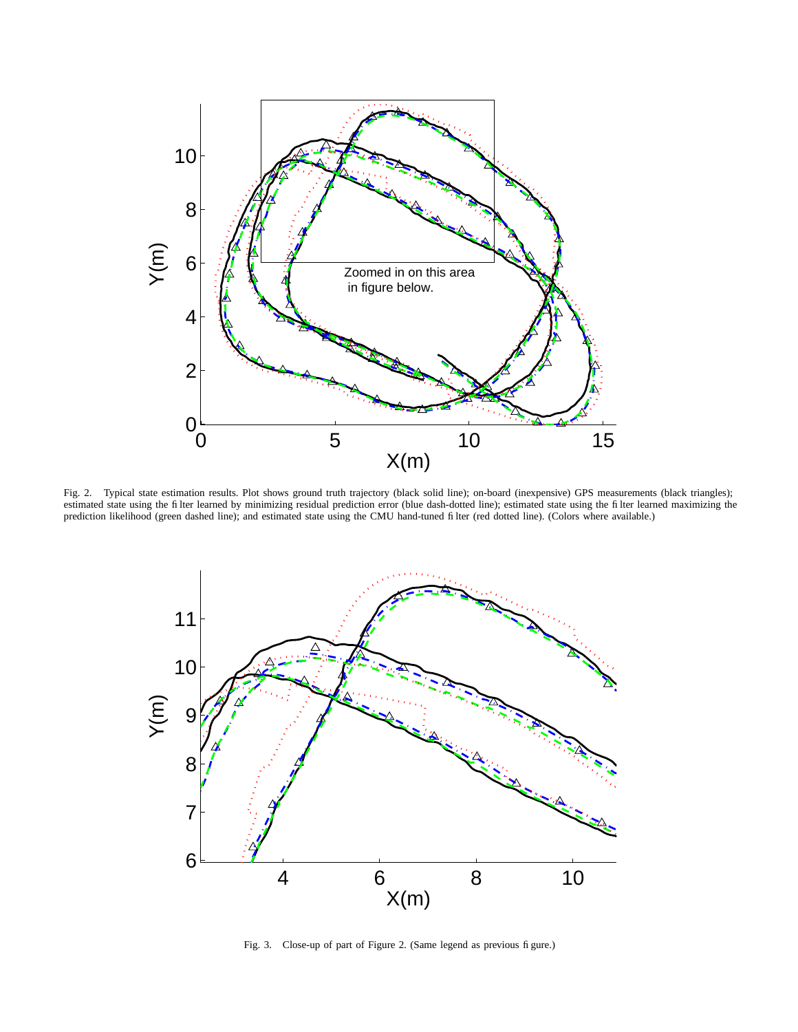Fig. 2. Typical state estimation results. Plot shows ground truth trajectory (black solid line); on-board (inexpensive) GPS measurements (black triangles); estimated state using the filter learned by minimizing residual prediction error (blue dash-dotted line); estimated state using the filter learned maximizing the prediction likelihood (green dashed line); and estimated state using the CMU hand-tuned filter (red dotted line). (Colors where available.)

Fig. 3. Close-up of part of Figure 2. (Same legend as previous figure.)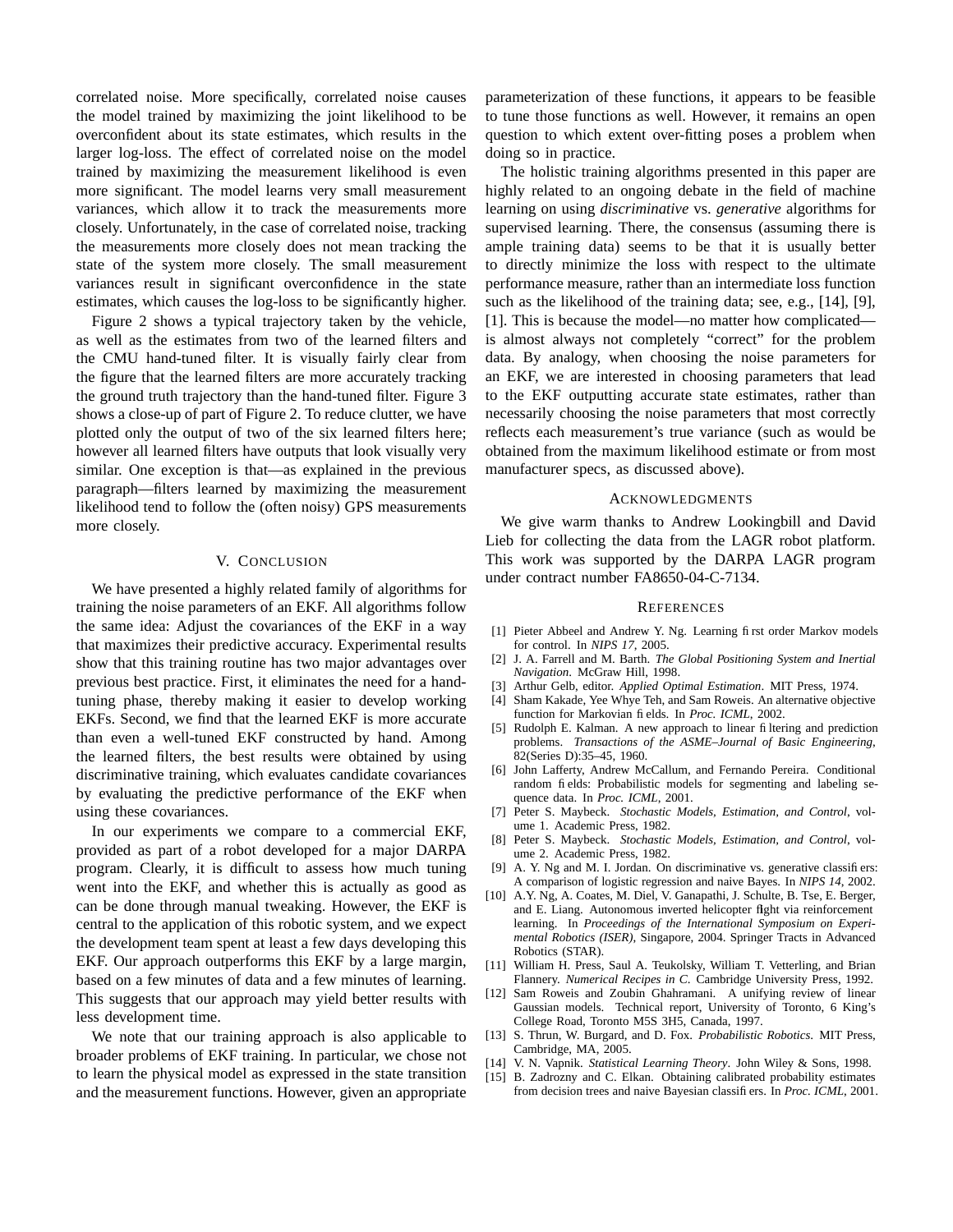correlated noise. More specifically, correlated noise causes the model trained by maximizing the joint likelihood to be overconfident about its state estimates, which results in the larger log-loss. The effect of correlated noise on the model trained by maximizing the measurement likelihood is even more significant. The model learns very small measurement variances, which allow it to track the measurements more closely. Unfortunately, in the case of correlated noise, tracking the measurements more closely does not mean tracking the state of the system more closely. The small measurement variances result in significant overconfidence in the state estimates, which causes the log-loss to be significantly higher.

Figure 2 shows a typical trajectory taken by the vehicle, as well as the estimates from two of the learned filters and the CMU hand-tuned filter. It is visually fairly clear from the figure that the learned filters are more accurately tracking the ground truth trajectory than the hand-tuned filter. Figure 3 shows a close-up of part of Figure 2. To reduce clutter, we have plotted only the output of two of the six learned filters here; however all learned filters have outputs that look visually very similar. One exception is that—as explained in the previous paragraph—filters learned by maximizing the measurement likelihood tend to follow the (often noisy) GPS measurements more closely.

## V. Conclusion

We have presented a highly related family of algorithms for training the noise parameters of an EKF. All algorithms follow the same idea: Adjust the covariances of the EKF in a way that maximizes their predictive accuracy. Experimental results show that this training routine has two major advantages over previous best practice. First, it eliminates the need for a hand-tuning phase, thereby making it easier to develop working EKFs. Second, we find that the learned EKF is more accurate than even a well-tuned EKF constructed by hand. Among the learned filters, the best results were obtained by using discriminative training, which evaluates candidate covariances by evaluating the predictive performance of the EKF when using these covariances.

In our experiments we compare to a commercial EKF, provided as part of a robot developed for a major DARPA program. Clearly, it is difficult to assess how much tuning went into the EKF, and whether this is actually as good as can be done through manual tweaking. However, the EKF is central to the application of this robotic system, and we expect the development team spent at least a few days developing this EKF. Our approach outperforms this EKF by a large margin, based on a few minutes of data and a few minutes of learning. This suggests that our approach may yield better results with less development time.

We note that our training approach is also applicable to broader problems of EKF training. In particular, we chose not to learn the physical model as expressed in the state transition and the measurement functions. However, given an appropriate parameterization of these functions, it appears to be feasible to tune those functions as well. However, it remains an open question to which extent over-fitting poses a problem when doing so in practice.

The holistic training algorithms presented in this paper are highly related to an ongoing debate in the field of machine learning on using *discriminative* vs. *generative* algorithms for supervised learning. There, the consensus (assuming there is ample training data) seems to be that it is usually better to directly minimize the loss with respect to the ultimate performance measure, rather than an intermediate loss function such as the likelihood of the training data; see, e.g., [14], [9], [1]. This is because the model—no matter how complicated—is almost always not completely "correct" for the problem data. By analogy, when choosing the noise parameters for an EKF, we are interested in choosing parameters that lead to the EKF outputting accurate state estimates, rather than necessarily choosing the noise parameters that most correctly reflects each measurement's true variance (such as would be obtained from the maximum likelihood estimate or from most manufacturer specs, as discussed above).

## Acknowledgments

We give warm thanks to Andrew Lookingbill and David Lieb for collecting the data from the LAGR robot platform. This work was supported by the DARPA LAGR program under contract number FA8650-04-C-7134.

## References

[1] Pieter Abbeel and Andrew Y. Ng. Learning first order Markov models for control. In *NIPS 17*, 2005.

[2] J. A. Farrell and M. Barth. *The Global Positioning System and Inertial Navigation*. McGraw Hill, 1998.

[3] Arthur Gelb, editor. *Applied Optimal Estimation*. MIT Press, 1974.

[4] Sham Kakade, Yee Whye Teh, and Sam Roweis. An alternative objective function for Markovian fields. In *Proc. ICML*, 2002.

[5] Rudolph E. Kalman. A new approach to linear filtering and prediction problems. *Transactions of the ASME–Journal of Basic Engineering*, 82(Series D):35–45, 1960.

[6] John Lafferty, Andrew McCallum, and Fernando Pereira. Conditional random fields: Probabilistic models for segmenting and labeling sequence data. In *Proc. ICML*, 2001.

[7] Peter S. Maybeck. *Stochastic Models, Estimation, and Control*, volume 1. Academic Press, 1982.

[8] Peter S. Maybeck. *Stochastic Models, Estimation, and Control*, volume 2. Academic Press, 1982.

[9] A. Y. Ng and M. I. Jordan. On discriminative vs. generative classifiers: A comparison of logistic regression and naive Bayes. In *NIPS 14*, 2002.

[10] A.Y. Ng, A. Coates, M. Diel, V. Ganapathi, J. Schulte, B. Tse, E. Berger, and E. Liang. Autonomous inverted helicopter flight via reinforcement learning. In *Proceedings of the International Symposium on Experimental Robotics (ISER)*, Singapore, 2004. Springer Tracts in Advanced Robotics (STAR).

[11] William H. Press, Saul A. Teukolsky, William T. Vetterling, and Brian Flannery. *Numerical Recipes in C*. Cambridge University Press, 1992.

[12] Sam Roweis and Zoubin Ghahramani. A unifying review of linear Gaussian models. Technical report, University of Toronto, 6 King's College Road, Toronto M5S 3H5, Canada, 1997.

[13] S. Thrun, W. Burgard, and D. Fox. *Probabilistic Robotics*. MIT Press, Cambridge, MA, 2005.

[14] V. N. Vapnik. *Statistical Learning Theory*. John Wiley & Sons, 1998.

[15] B. Zadrozny and C. Elkan. Obtaining calibrated probability estimates from decision trees and naive Bayesian classifiers. In *Proc. ICML*, 2001.